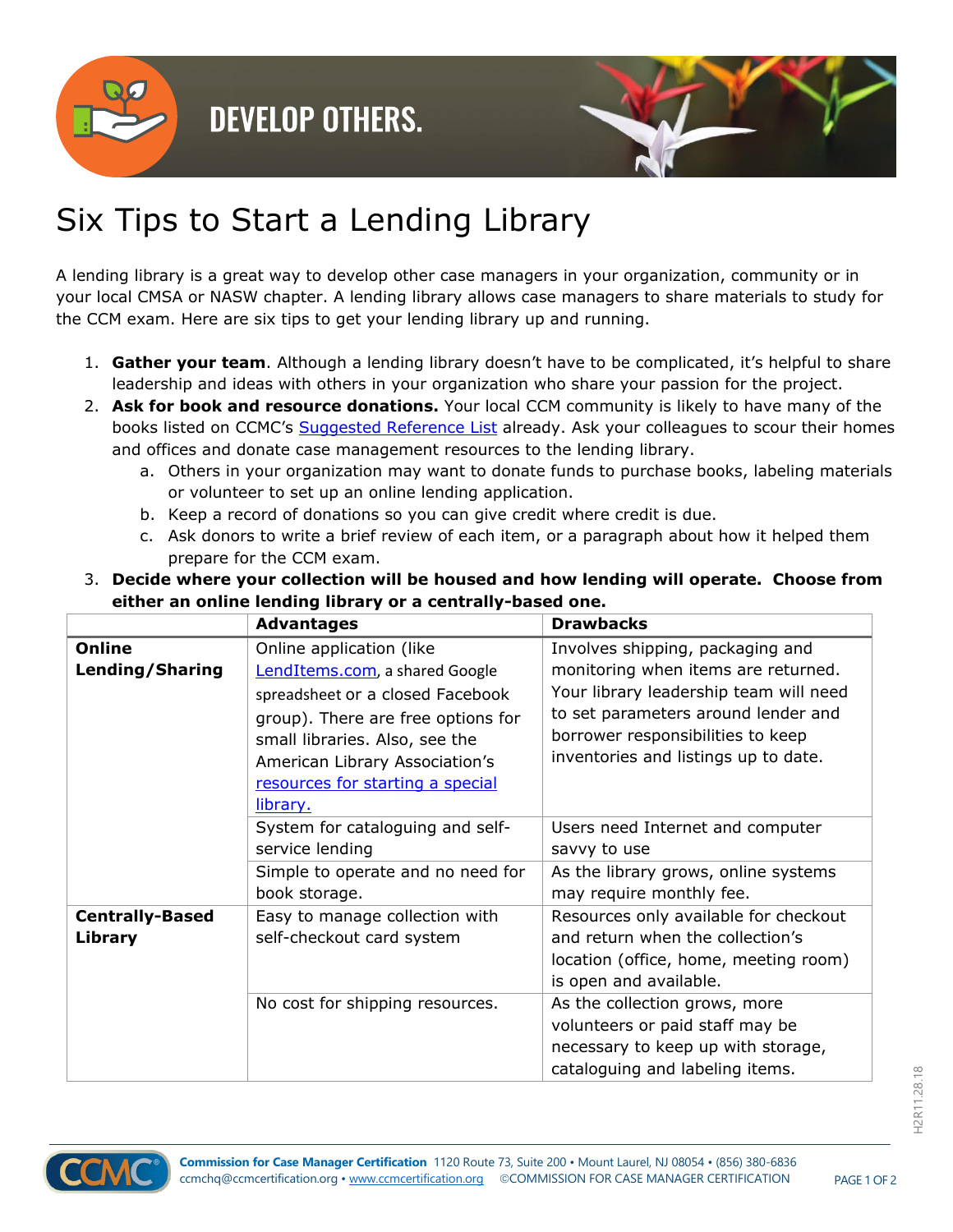DEVELOP OTHERS.

# Six Tips to Start a Lending Library

A lending library is a great way to develop other case managers in your organization, community or in your local CMSA or NASW chapter. A lending library allows case managers to share materials to study for the CCM exam. Here are six tips to get your lending library up and running.

1. **Gather your team**. Although a lending library doesn't have to be complicated, it's helpful to share leadership and ideas with others in your organization who share your passion for the project.
2. **Ask for book and resource donations.** Your local CCM community is likely to have many of the books listed on CCMC's Suggested Reference List already. Ask your colleagues to scour their homes and offices and donate case management resources to the lending library.
   a. Others in your organization may want to donate funds to purchase books, labeling materials or volunteer to set up an online lending application.
   b. Keep a record of donations so you can give credit where credit is due.
   c. Ask donors to write a brief review of each item, or a paragraph about how it helped them prepare for the CCM exam.
3. **Decide where your collection will be housed and how lending will operate. Choose from either an online lending library or a centrally-based one.**

| | Advantages | Drawbacks |
|---|---|---|
| **Online Lending/Sharing** | Online application (like LendItems.com, a shared Google spreadsheet or a closed Facebook group). There are free options for small libraries. Also, see the American Library Association's resources for starting a special library. | Involves shipping, packaging and monitoring when items are returned. Your library leadership team will need to set parameters around lender and borrower responsibilities to keep inventories and listings up to date. |
| | System for cataloguing and self-service lending | Users need Internet and computer savvy to use |
| | Simple to operate and no need for book storage. | As the library grows, online systems may require monthly fee. |
| **Centrally-Based Library** | Easy to manage collection with self-checkout card system | Resources only available for checkout and return when the collection's location (office, home, meeting room) is open and available. |
| | No cost for shipping resources. | As the collection grows, more volunteers or paid staff may be necessary to keep up with storage, cataloguing and labeling items. |

H2R11.28.18

**Commission for Case Manager Certification** 1120 Route 73, Suite 200 • Mount Laurel, NJ 08054 • (856) 380-6836
ccmchq@ccmcertification.org • www.ccmcertification.org ©COMMISSION FOR CASE MANAGER CERTIFICATION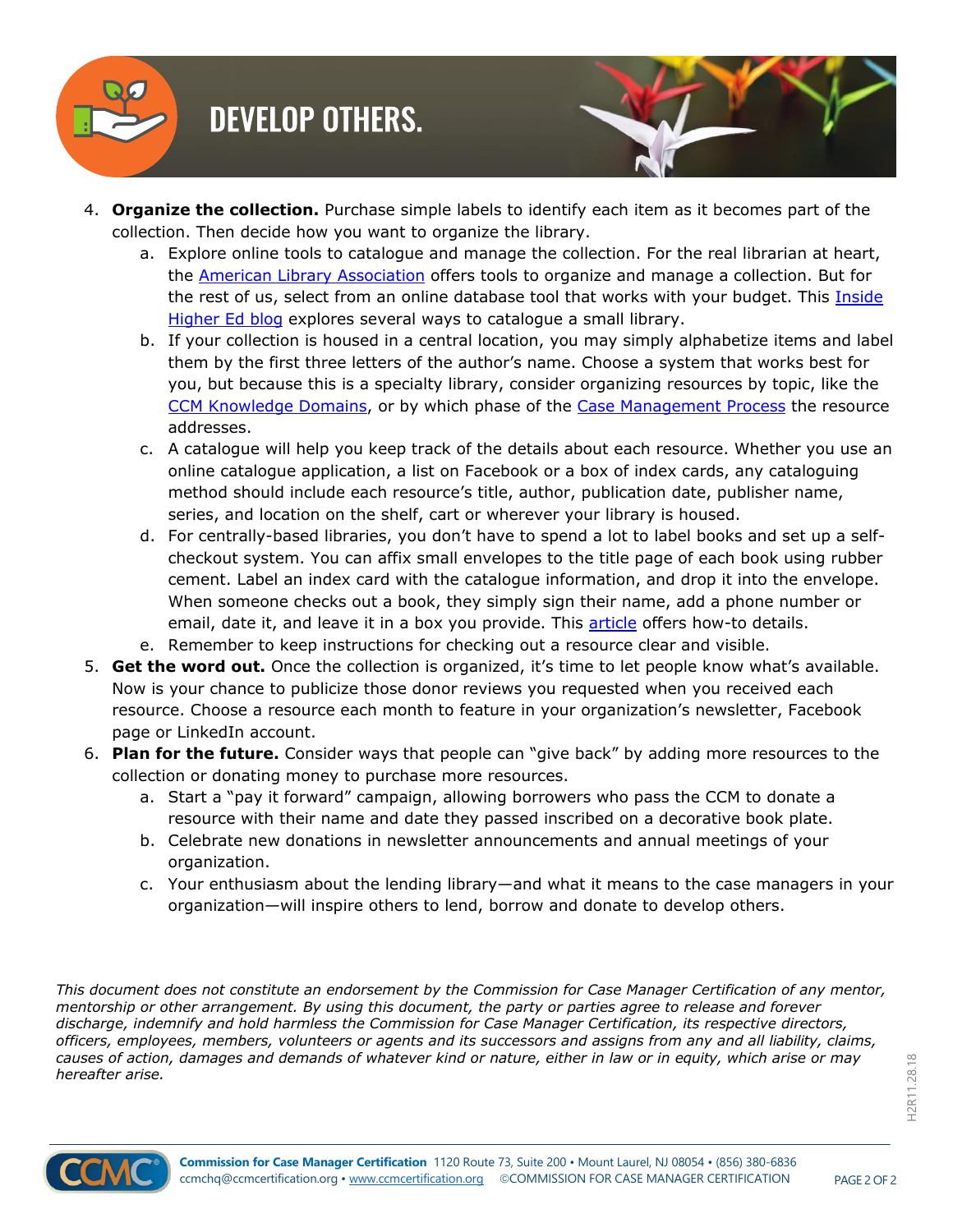# DEVELOP OTHERS.

4. **Organize the collection.** Purchase simple labels to identify each item as it becomes part of the collection. Then decide how you want to organize the library.
   a. Explore online tools to catalogue and manage the collection. For the real librarian at heart, the American Library Association offers tools to organize and manage a collection. But for the rest of us, select from an online database tool that works with your budget. This Inside Higher Ed blog explores several ways to catalogue a small library.
   b. If your collection is housed in a central location, you may simply alphabetize items and label them by the first three letters of the author's name. Choose a system that works best for you, but because this is a specialty library, consider organizing resources by topic, like the CCM Knowledge Domains, or by which phase of the Case Management Process the resource addresses.
   c. A catalogue will help you keep track of the details about each resource. Whether you use an online catalogue application, a list on Facebook or a box of index cards, any cataloguing method should include each resource's title, author, publication date, publisher name, series, and location on the shelf, cart or wherever your library is housed.
   d. For centrally-based libraries, you don't have to spend a lot to label books and set up a self-checkout system. You can affix small envelopes to the title page of each book using rubber cement. Label an index card with the catalogue information, and drop it into the envelope. When someone checks out a book, they simply sign their name, add a phone number or email, date it, and leave it in a box you provide. This article offers how-to details.
   e. Remember to keep instructions for checking out a resource clear and visible.
5. **Get the word out.** Once the collection is organized, it's time to let people know what's available. Now is your chance to publicize those donor reviews you requested when you received each resource. Choose a resource each month to feature in your organization's newsletter, Facebook page or LinkedIn account.
6. **Plan for the future.** Consider ways that people can "give back" by adding more resources to the collection or donating money to purchase more resources.
   a. Start a "pay it forward" campaign, allowing borrowers who pass the CCM to donate a resource with their name and date they passed inscribed on a decorative book plate.
   b. Celebrate new donations in newsletter announcements and annual meetings of your organization.
   c. Your enthusiasm about the lending library—and what it means to the case managers in your organization—will inspire others to lend, borrow and donate to develop others.

*This document does not constitute an endorsement by the Commission for Case Manager Certification of any mentor, mentorship or other arrangement. By using this document, the party or parties agree to release and forever discharge, indemnify and hold harmless the Commission for Case Manager Certification, its respective directors, officers, employees, members, volunteers or agents and its successors and assigns from any and all liability, claims, causes of action, damages and demands of whatever kind or nature, either in law or in equity, which arise or may hereafter arise.*

H2R11.28.18

**Commission for Case Manager Certification** 1120 Route 73, Suite 200 • Mount Laurel, NJ 08054 • (856) 380-6836
ccmchq@ccmcertification.org • www.ccmcertification.org ©COMMISSION FOR CASE MANAGER CERTIFICATION